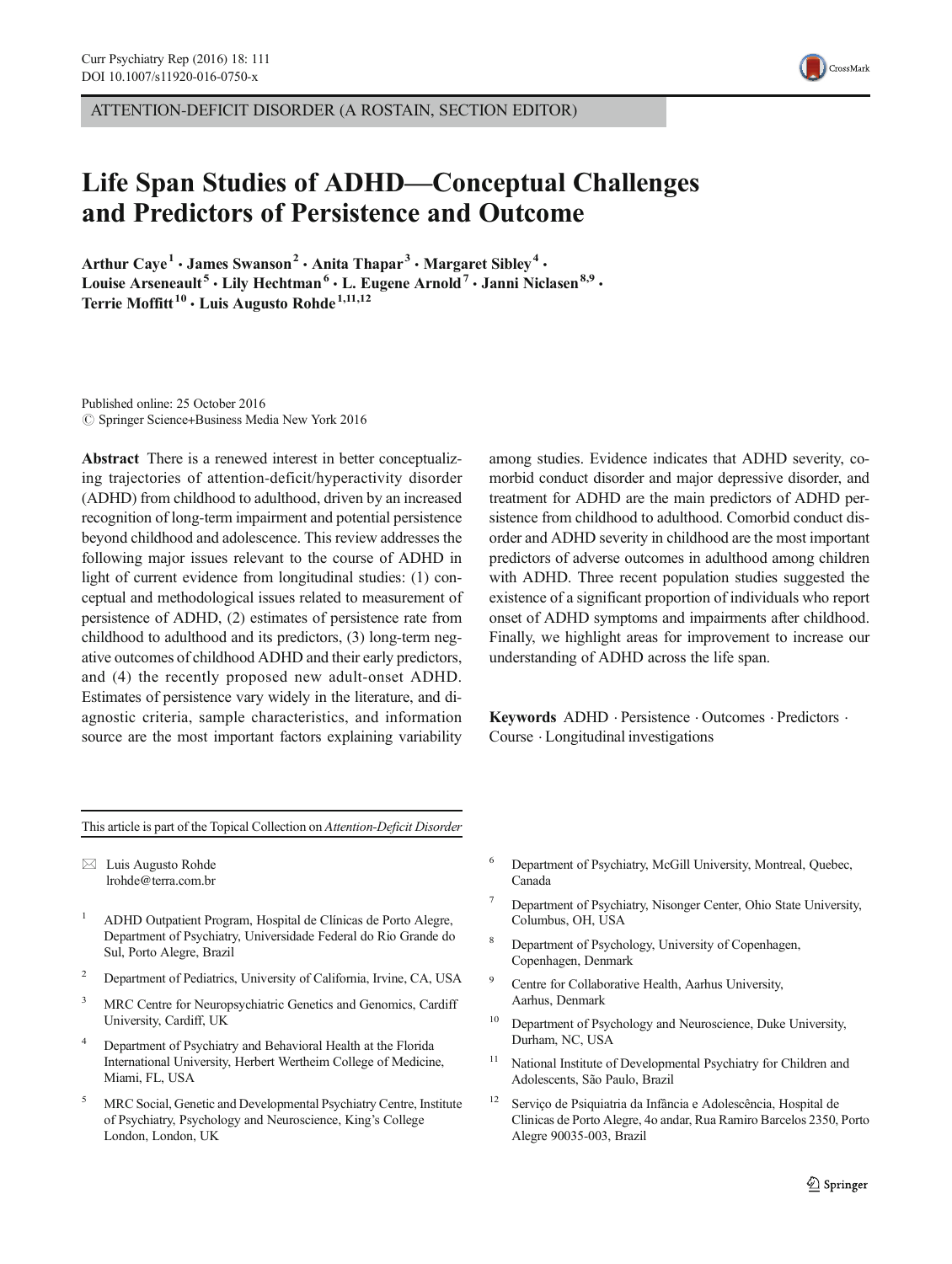ATTENTION-DEFICIT DISORDER (A ROSTAIN, SECTION EDITOR)

# Life Span Studies of ADHD—Conceptual Challenges and Predictors of Persistence and Outcome

Arthur Caye[1] · James Swanson[2] · Anita Thapar[3] · Margaret Sibley[4] · Louise Arseneault[5] · Lily Hechtman[6] · L. Eugene Arnold[7] · Janni Niclasen[8,9] · Terrie Moffitt[10] · Luis Augusto Rohde[1,11,12]

Published online: 25 October 2016
© Springer Science+Business Media New York 2016

**Abstract** There is a renewed interest in better conceptualizing trajectories of attention-deficit/hyperactivity disorder (ADHD) from childhood to adulthood, driven by an increased recognition of long-term impairment and potential persistence beyond childhood and adolescence. This review addresses the following major issues relevant to the course of ADHD in light of current evidence from longitudinal studies: (1) conceptual and methodological issues related to measurement of persistence of ADHD, (2) estimates of persistence rate from childhood to adulthood and its predictors, (3) long-term negative outcomes of childhood ADHD and their early predictors, and (4) the recently proposed new adult-onset ADHD. Estimates of persistence vary widely in the literature, and diagnostic criteria, sample characteristics, and information source are the most important factors explaining variability among studies. Evidence indicates that ADHD severity, comorbid conduct disorder and major depressive disorder, and treatment for ADHD are the main predictors of ADHD persistence from childhood to adulthood. Comorbid conduct disorder and ADHD severity in childhood are the most important predictors of adverse outcomes in adulthood among children with ADHD. Three recent population studies suggested the existence of a significant proportion of individuals who report onset of ADHD symptoms and impairments after childhood. Finally, we highlight areas for improvement to increase our understanding of ADHD across the life span.

**Keywords** ADHD · Persistence · Outcomes · Predictors · Course · Longitudinal investigations

This article is part of the Topical Collection on *Attention-Deficit Disorder*

✉ Luis Augusto Rohde
lrohde@terra.com.br

1. ADHD Outpatient Program, Hospital de Clínicas de Porto Alegre, Department of Psychiatry, Universidade Federal do Rio Grande do Sul, Porto Alegre, Brazil
2. Department of Pediatrics, University of California, Irvine, CA, USA
3. MRC Centre for Neuropsychiatric Genetics and Genomics, Cardiff University, Cardiff, UK
4. Department of Psychiatry and Behavioral Health at the Florida International University, Herbert Wertheim College of Medicine, Miami, FL, USA
5. MRC Social, Genetic and Developmental Psychiatry Centre, Institute of Psychiatry, Psychology and Neuroscience, King's College London, London, UK
6. Department of Psychiatry, McGill University, Montreal, Quebec, Canada
7. Department of Psychiatry, Nisonger Center, Ohio State University, Columbus, OH, USA
8. Department of Psychology, University of Copenhagen, Copenhagen, Denmark
9. Centre for Collaborative Health, Aarhus University, Aarhus, Denmark
10. Department of Psychology and Neuroscience, Duke University, Durham, NC, USA
11. National Institute of Developmental Psychiatry for Children and Adolescents, São Paulo, Brazil
12. Serviço de Psiquiatria da Infância e Adolescência, Hospital de Clinicas de Porto Alegre, 4o andar, Rua Ramiro Barcelos 2350, Porto Alegre 90035-003, Brazil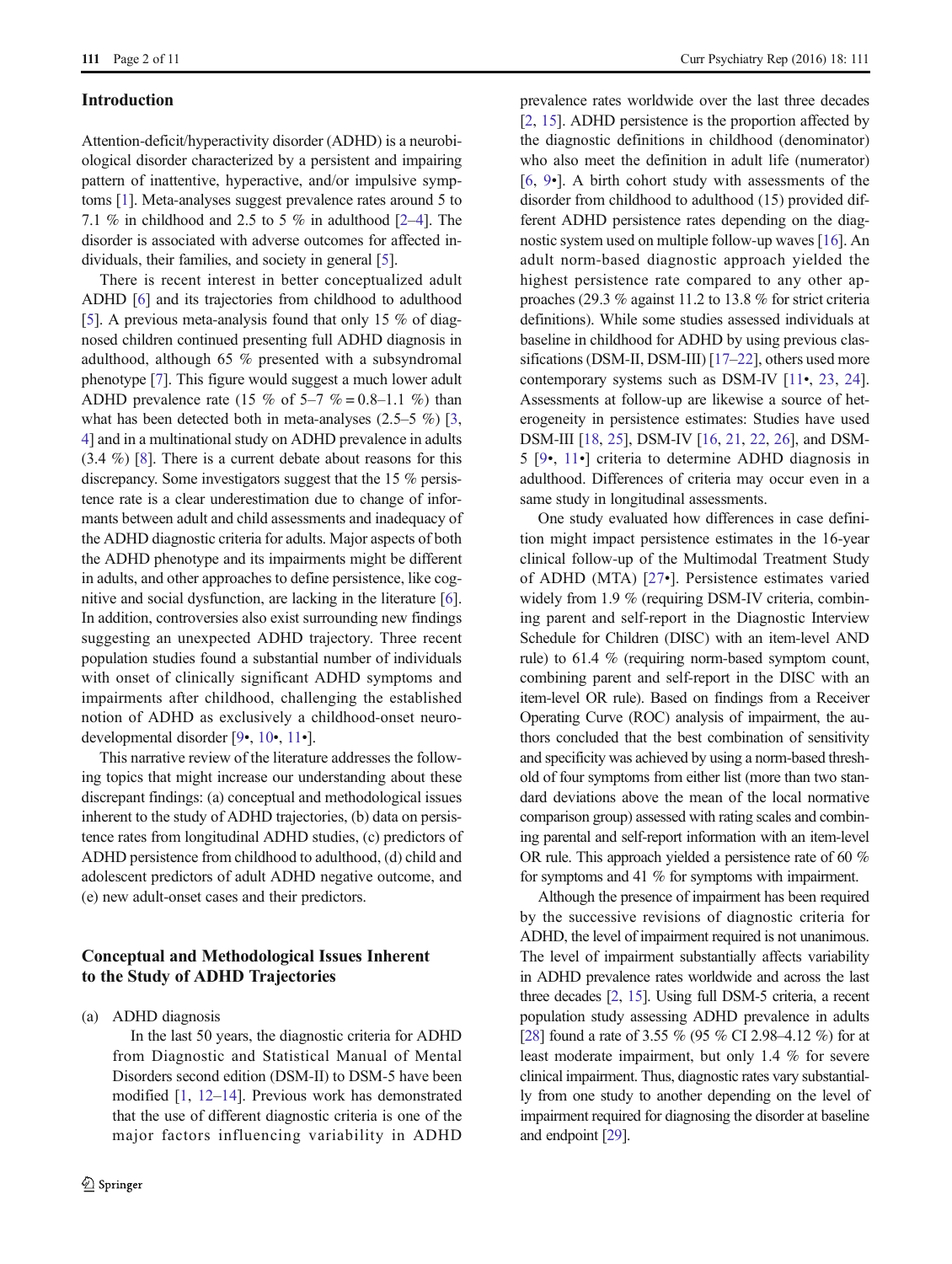## Introduction

Attention-deficit/hyperactivity disorder (ADHD) is a neurobiological disorder characterized by a persistent and impairing pattern of inattentive, hyperactive, and/or impulsive symptoms [1]. Meta-analyses suggest prevalence rates around 5 to 7.1 % in childhood and 2.5 to 5 % in adulthood [2–4]. The disorder is associated with adverse outcomes for affected individuals, their families, and society in general [5].

There is recent interest in better conceptualized adult ADHD [6] and its trajectories from childhood to adulthood [5]. A previous meta-analysis found that only 15 % of diagnosed children continued presenting full ADHD diagnosis in adulthood, although 65 % presented with a subsyndromal phenotype [7]. This figure would suggest a much lower adult ADHD prevalence rate (15 % of 5–7 % = 0.8–1.1 %) than what has been detected both in meta-analyses (2.5–5 %) [3, 4] and in a multinational study on ADHD prevalence in adults (3.4 %) [8]. There is a current debate about reasons for this discrepancy. Some investigators suggest that the 15 % persistence rate is a clear underestimation due to change of informants between adult and child assessments and inadequacy of the ADHD diagnostic criteria for adults. Major aspects of both the ADHD phenotype and its impairments might be different in adults, and other approaches to define persistence, like cognitive and social dysfunction, are lacking in the literature [6]. In addition, controversies also exist surrounding new findings suggesting an unexpected ADHD trajectory. Three recent population studies found a substantial number of individuals with onset of clinically significant ADHD symptoms and impairments after childhood, challenging the established notion of ADHD as exclusively a childhood-onset neurodevelopmental disorder [9•, 10•, 11•].

This narrative review of the literature addresses the following topics that might increase our understanding about these discrepant findings: (a) conceptual and methodological issues inherent to the study of ADHD trajectories, (b) data on persistence rates from longitudinal ADHD studies, (c) predictors of ADHD persistence from childhood to adulthood, (d) child and adolescent predictors of adult ADHD negative outcome, and (e) new adult-onset cases and their predictors.

## Conceptual and Methodological Issues Inherent to the Study of ADHD Trajectories

(a) ADHD diagnosis

In the last 50 years, the diagnostic criteria for ADHD from Diagnostic and Statistical Manual of Mental Disorders second edition (DSM-II) to DSM-5 have been modified [1, 12–14]. Previous work has demonstrated that the use of different diagnostic criteria is one of the major factors influencing variability in ADHD prevalence rates worldwide over the last three decades [2, 15]. ADHD persistence is the proportion affected by the diagnostic definitions in childhood (denominator) who also meet the definition in adult life (numerator) [6, 9•]. A birth cohort study with assessments of the disorder from childhood to adulthood (15) provided different ADHD persistence rates depending on the diagnostic system used on multiple follow-up waves [16]. An adult norm-based diagnostic approach yielded the highest persistence rate compared to any other approaches (29.3 % against 11.2 to 13.8 % for strict criteria definitions). While some studies assessed individuals at baseline in childhood for ADHD by using previous classifications (DSM-II, DSM-III) [17–22], others used more contemporary systems such as DSM-IV [11•, 23, 24]. Assessments at follow-up are likewise a source of heterogeneity in persistence estimates: Studies have used DSM-III [18, 25], DSM-IV [16, 21, 22, 26], and DSM-5 [9•, 11•] criteria to determine ADHD diagnosis in adulthood. Differences of criteria may occur even in a same study in longitudinal assessments.

One study evaluated how differences in case definition might impact persistence estimates in the 16-year clinical follow-up of the Multimodal Treatment Study of ADHD (MTA) [27•]. Persistence estimates varied widely from 1.9 % (requiring DSM-IV criteria, combining parent and self-report in the Diagnostic Interview Schedule for Children (DISC) with an item-level AND rule) to 61.4 % (requiring norm-based symptom count, combining parent and self-report in the DISC with an item-level OR rule). Based on findings from a Receiver Operating Curve (ROC) analysis of impairment, the authors concluded that the best combination of sensitivity and specificity was achieved by using a norm-based threshold of four symptoms from either list (more than two standard deviations above the mean of the local normative comparison group) assessed with rating scales and combining parental and self-report information with an item-level OR rule. This approach yielded a persistence rate of 60 % for symptoms and 41 % for symptoms with impairment.

Although the presence of impairment has been required by the successive revisions of diagnostic criteria for ADHD, the level of impairment required is not unanimous. The level of impairment substantially affects variability in ADHD prevalence rates worldwide and across the last three decades [2, 15]. Using full DSM-5 criteria, a recent population study assessing ADHD prevalence in adults [28] found a rate of 3.55 % (95 % CI 2.98–4.12 %) for at least moderate impairment, but only 1.4 % for severe clinical impairment. Thus, diagnostic rates vary substantially from one study to another depending on the level of impairment required for diagnosing the disorder at baseline and endpoint [29].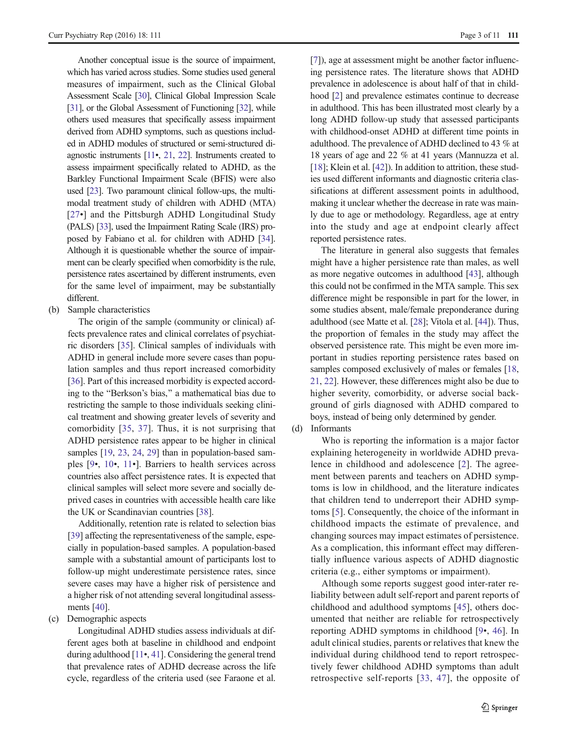Another conceptual issue is the source of impairment, which has varied across studies. Some studies used general measures of impairment, such as the Clinical Global Assessment Scale [30], Clinical Global Impression Scale [31], or the Global Assessment of Functioning [32], while others used measures that specifically assess impairment derived from ADHD symptoms, such as questions included in ADHD modules of structured or semi-structured diagnostic instruments [11•, 21, 22]. Instruments created to assess impairment specifically related to ADHD, as the Barkley Functional Impairment Scale (BFIS) were also used [23]. Two paramount clinical follow-ups, the multimodal treatment study of children with ADHD (MTA) [27•] and the Pittsburgh ADHD Longitudinal Study (PALS) [33], used the Impairment Rating Scale (IRS) proposed by Fabiano et al. for children with ADHD [34]. Although it is questionable whether the source of impairment can be clearly specified when comorbidity is the rule, persistence rates ascertained by different instruments, even for the same level of impairment, may be substantially different.

(b) Sample characteristics

The origin of the sample (community or clinical) affects prevalence rates and clinical correlates of psychiatric disorders [35]. Clinical samples of individuals with ADHD in general include more severe cases than population samples and thus report increased comorbidity [36]. Part of this increased morbidity is expected according to the "Berkson's bias," a mathematical bias due to restricting the sample to those individuals seeking clinical treatment and showing greater levels of severity and comorbidity [35, 37]. Thus, it is not surprising that ADHD persistence rates appear to be higher in clinical samples [19, 23, 24, 29] than in population-based samples [9•, 10•, 11•]. Barriers to health services across countries also affect persistence rates. It is expected that clinical samples will select more severe and socially deprived cases in countries with accessible health care like the UK or Scandinavian countries [38].

Additionally, retention rate is related to selection bias [39] affecting the representativeness of the sample, especially in population-based samples. A population-based sample with a substantial amount of participants lost to follow-up might underestimate persistence rates, since severe cases may have a higher risk of persistence and a higher risk of not attending several longitudinal assessments [40].

(c) Demographic aspects

Longitudinal ADHD studies assess individuals at different ages both at baseline in childhood and endpoint during adulthood [11•, 41]. Considering the general trend that prevalence rates of ADHD decrease across the life cycle, regardless of the criteria used (see Faraone et al. [7]), age at assessment might be another factor influencing persistence rates. The literature shows that ADHD prevalence in adolescence is about half of that in childhood [2] and prevalence estimates continue to decrease in adulthood. This has been illustrated most clearly by a long ADHD follow-up study that assessed participants with childhood-onset ADHD at different time points in adulthood. The prevalence of ADHD declined to 43 % at 18 years of age and 22 % at 41 years (Mannuzza et al. [18]; Klein et al. [42]). In addition to attrition, these studies used different informants and diagnostic criteria classifications at different assessment points in adulthood, making it unclear whether the decrease in rate was mainly due to age or methodology. Regardless, age at entry into the study and age at endpoint clearly affect reported persistence rates.

The literature in general also suggests that females might have a higher persistence rate than males, as well as more negative outcomes in adulthood [43], although this could not be confirmed in the MTA sample. This sex difference might be responsible in part for the lower, in some studies absent, male/female preponderance during adulthood (see Matte et al. [28]; Vitola et al. [44]). Thus, the proportion of females in the study may affect the observed persistence rate. This might be even more important in studies reporting persistence rates based on samples composed exclusively of males or females [18, 21, 22]. However, these differences might also be due to higher severity, comorbidity, or adverse social background of girls diagnosed with ADHD compared to boys, instead of being only determined by gender.

(d) Informants

Who is reporting the information is a major factor explaining heterogeneity in worldwide ADHD prevalence in childhood and adolescence [2]. The agreement between parents and teachers on ADHD symptoms is low in childhood, and the literature indicates that children tend to underreport their ADHD symptoms [5]. Consequently, the choice of the informant in childhood impacts the estimate of prevalence, and changing sources may impact estimates of persistence. As a complication, this informant effect may differentially influence various aspects of ADHD diagnostic criteria (e.g., either symptoms or impairment).

Although some reports suggest good inter-rater reliability between adult self-report and parent reports of childhood and adulthood symptoms [45], others documented that neither are reliable for retrospectively reporting ADHD symptoms in childhood [9•, 46]. In adult clinical studies, parents or relatives that knew the individual during childhood tend to report retrospectively fewer childhood ADHD symptoms than adult retrospective self-reports [33, 47], the opposite of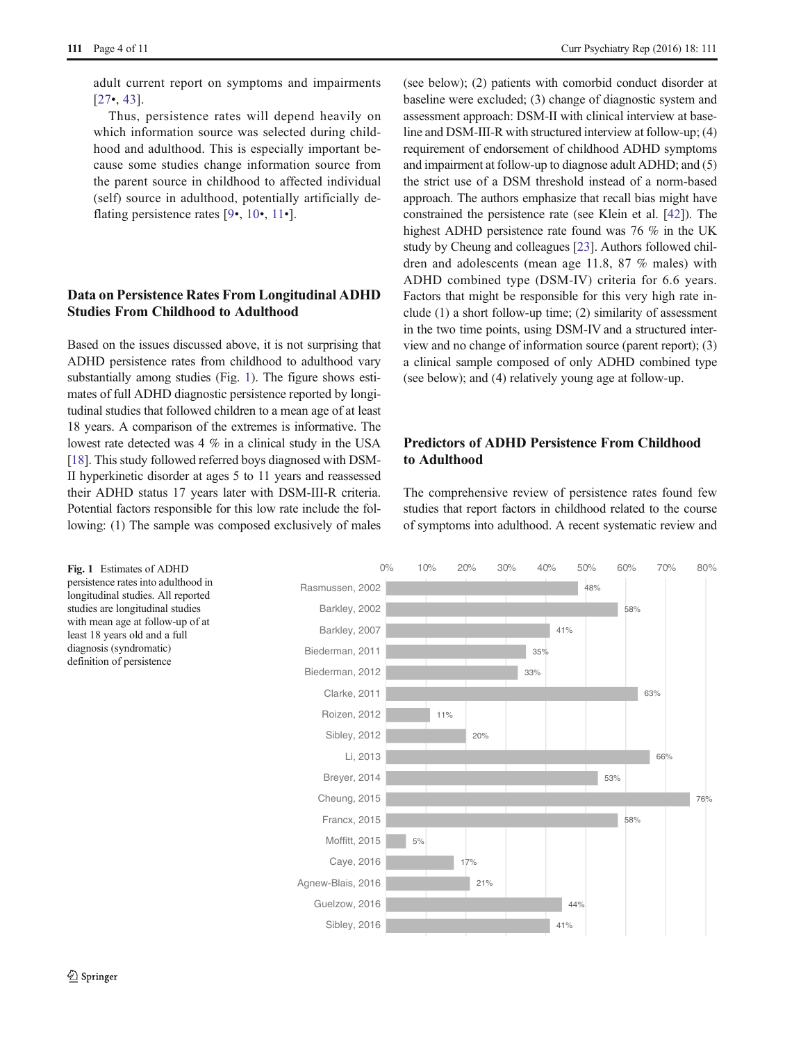adult current report on symptoms and impairments [27•, 43].

Thus, persistence rates will depend heavily on which information source was selected during childhood and adulthood. This is especially important because some studies change information source from the parent source in childhood to affected individual (self) source in adulthood, potentially artificially deflating persistence rates [9•, 10•, 11•].

## Data on Persistence Rates From Longitudinal ADHD Studies From Childhood to Adulthood

Based on the issues discussed above, it is not surprising that ADHD persistence rates from childhood to adulthood vary substantially among studies (Fig. 1). The figure shows estimates of full ADHD diagnostic persistence reported by longitudinal studies that followed children to a mean age of at least 18 years. A comparison of the extremes is informative. The lowest rate detected was 4 % in a clinical study in the USA [18]. This study followed referred boys diagnosed with DSM-II hyperkinetic disorder at ages 5 to 11 years and reassessed their ADHD status 17 years later with DSM-III-R criteria. Potential factors responsible for this low rate include the following: (1) The sample was composed exclusively of males (see below); (2) patients with comorbid conduct disorder at baseline were excluded; (3) change of diagnostic system and assessment approach: DSM-II with clinical interview at baseline and DSM-III-R with structured interview at follow-up; (4) requirement of endorsement of childhood ADHD symptoms and impairment at follow-up to diagnose adult ADHD; and (5) the strict use of a DSM threshold instead of a norm-based approach. The authors emphasize that recall bias might have constrained the persistence rate (see Klein et al. [42]). The highest ADHD persistence rate found was 76 % in the UK study by Cheung and colleagues [23]. Authors followed children and adolescents (mean age 11.8, 87 % males) with ADHD combined type (DSM-IV) criteria for 6.6 years. Factors that might be responsible for this very high rate include (1) a short follow-up time; (2) similarity of assessment in the two time points, using DSM-IV and a structured interview and no change of information source (parent report); (3) a clinical sample composed of only ADHD combined type (see below); and (4) relatively young age at follow-up.

## Predictors of ADHD Persistence From Childhood to Adulthood

The comprehensive review of persistence rates found few studies that report factors in childhood related to the course of symptoms into adulthood. A recent systematic review and

| Study | Persistence rate |
|---|---|
| Rasmussen, 2002 | 48% |
| Barkley, 2002 | 58% |
| Barkley, 2007 | 41% |
| Biederman, 2011 | 35% |
| Biederman, 2012 | 33% |
| Clarke, 2011 | 63% |
| Roizen, 2012 | 11% |
| Sibley, 2012 | 20% |
| Li, 2013 | 66% |
| Breyer, 2014 | 53% |
| Cheung, 2015 | 76% |
| Francx, 2015 | 58% |
| Moffitt, 2015 | 5% |
| Caye, 2016 | 17% |
| Agnew-Blais, 2016 | 21% |
| Guelzow, 2016 | 44% |
| Sibley, 2016 | 41% |

**Fig. 1** Estimates of ADHD persistence rates into adulthood in longitudinal studies. All reported studies are longitudinal studies with mean age at follow-up of at least 18 years old and a full diagnosis (syndromatic) definition of persistence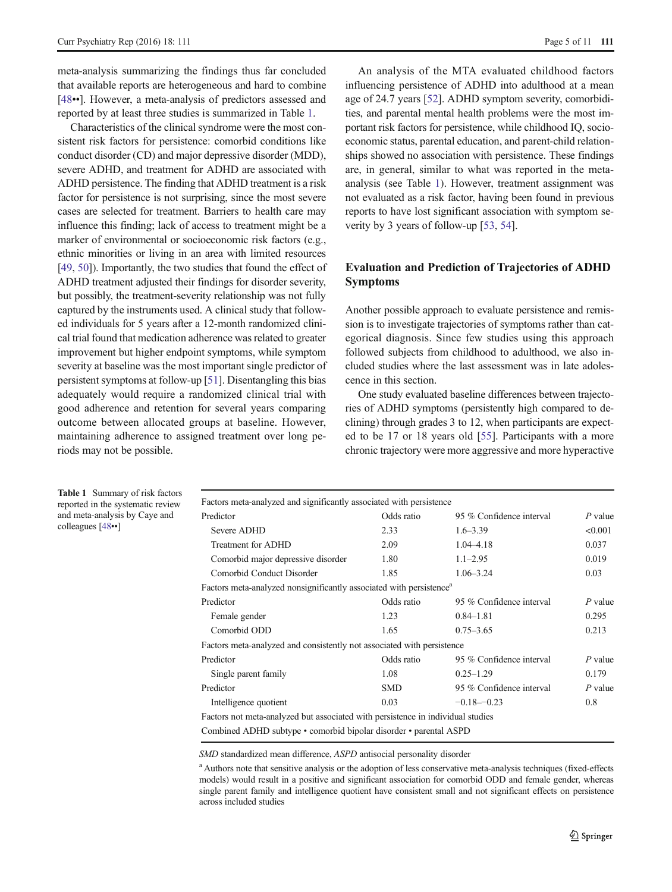meta-analysis summarizing the findings thus far concluded that available reports are heterogeneous and hard to combine [48••]. However, a meta-analysis of predictors assessed and reported by at least three studies is summarized in Table 1.

Characteristics of the clinical syndrome were the most consistent risk factors for persistence: comorbid conditions like conduct disorder (CD) and major depressive disorder (MDD), severe ADHD, and treatment for ADHD are associated with ADHD persistence. The finding that ADHD treatment is a risk factor for persistence is not surprising, since the most severe cases are selected for treatment. Barriers to health care may influence this finding; lack of access to treatment might be a marker of environmental or socioeconomic risk factors (e.g., ethnic minorities or living in an area with limited resources [49, 50]). Importantly, the two studies that found the effect of ADHD treatment adjusted their findings for disorder severity, but possibly, the treatment-severity relationship was not fully captured by the instruments used. A clinical study that followed individuals for 5 years after a 12-month randomized clinical trial found that medication adherence was related to greater improvement but higher endpoint symptoms, while symptom severity at baseline was the most important single predictor of persistent symptoms at follow-up [51]. Disentangling this bias adequately would require a randomized clinical trial with good adherence and retention for several years comparing outcome between allocated groups at baseline. However, maintaining adherence to assigned treatment over long periods may not be possible.

An analysis of the MTA evaluated childhood factors influencing persistence of ADHD into adulthood at a mean age of 24.7 years [52]. ADHD symptom severity, comorbidities, and parental mental health problems were the most important risk factors for persistence, while childhood IQ, socioeconomic status, parental education, and parent-child relationships showed no association with persistence. These findings are, in general, similar to what was reported in the meta-analysis (see Table 1). However, treatment assignment was not evaluated as a risk factor, having been found in previous reports to have lost significant association with symptom severity by 3 years of follow-up [53, 54].

## Evaluation and Prediction of Trajectories of ADHD Symptoms

Another possible approach to evaluate persistence and remission is to investigate trajectories of symptoms rather than categorical diagnosis. Since few studies using this approach followed subjects from childhood to adulthood, we also included studies where the last assessment was in late adolescence in this section.

One study evaluated baseline differences between trajectories of ADHD symptoms (persistently high compared to declining) through grades 3 to 12, when participants are expected to be 17 or 18 years old [55]. Participants with a more chronic trajectory were more aggressive and more hyperactive

**Table 1** Summary of risk factors reported in the systematic review and meta-analysis by Caye and colleagues [48••]

| Factors meta-analyzed and significantly associated with persistence | | | |
|---|---|---|---|
| Predictor | Odds ratio | 95 % Confidence interval | *P* value |
| Severe ADHD | 2.33 | 1.6–3.39 | <0.001 |
| Treatment for ADHD | 2.09 | 1.04–4.18 | 0.037 |
| Comorbid major depressive disorder | 1.80 | 1.1–2.95 | 0.019 |
| Comorbid Conduct Disorder | 1.85 | 1.06–3.24 | 0.03 |
| **Factors meta-analyzed nonsignificantly associated with persistence[a]** | | | |
| Predictor | Odds ratio | 95 % Confidence interval | *P* value |
| Female gender | 1.23 | 0.84–1.81 | 0.295 |
| Comorbid ODD | 1.65 | 0.75–3.65 | 0.213 |
| **Factors meta-analyzed and consistently not associated with persistence** | | | |
| Predictor | Odds ratio | 95 % Confidence interval | *P* value |
| Single parent family | 1.08 | 0.25–1.29 | 0.179 |
| Predictor | SMD | 95 % Confidence interval | *P* value |
| Intelligence quotient | 0.03 | −0.18–−0.23 | 0.8 |
| **Factors not meta-analyzed but associated with persistence in individual studies** | | | |
| Combined ADHD subtype • comorbid bipolar disorder • parental ASPD | | | |

*SMD* standardized mean difference, *ASPD* antisocial personality disorder

[a] Authors note that sensitive analysis or the adoption of less conservative meta-analysis techniques (fixed-effects models) would result in a positive and significant association for comorbid ODD and female gender, whereas single parent family and intelligence quotient have consistent small and not significant effects on persistence across included studies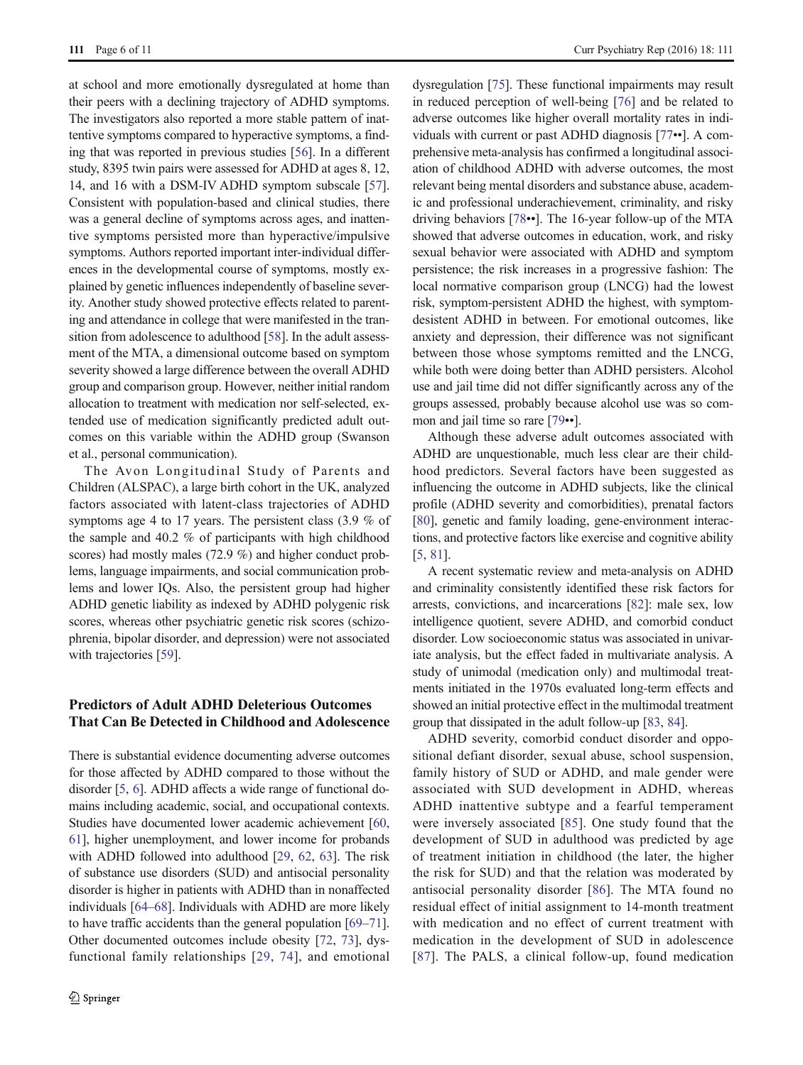at school and more emotionally dysregulated at home than their peers with a declining trajectory of ADHD symptoms. The investigators also reported a more stable pattern of inattentive symptoms compared to hyperactive symptoms, a finding that was reported in previous studies [56]. In a different study, 8395 twin pairs were assessed for ADHD at ages 8, 12, 14, and 16 with a DSM-IV ADHD symptom subscale [57]. Consistent with population-based and clinical studies, there was a general decline of symptoms across ages, and inattentive symptoms persisted more than hyperactive/impulsive symptoms. Authors reported important inter-individual differences in the developmental course of symptoms, mostly explained by genetic influences independently of baseline severity. Another study showed protective effects related to parenting and attendance in college that were manifested in the transition from adolescence to adulthood [58]. In the adult assessment of the MTA, a dimensional outcome based on symptom severity showed a large difference between the overall ADHD group and comparison group. However, neither initial random allocation to treatment with medication nor self-selected, extended use of medication significantly predicted adult outcomes on this variable within the ADHD group (Swanson et al., personal communication).

The Avon Longitudinal Study of Parents and Children (ALSPAC), a large birth cohort in the UK, analyzed factors associated with latent-class trajectories of ADHD symptoms age 4 to 17 years. The persistent class (3.9 % of the sample and 40.2 % of participants with high childhood scores) had mostly males (72.9 %) and higher conduct problems, language impairments, and social communication problems and lower IQs. Also, the persistent group had higher ADHD genetic liability as indexed by ADHD polygenic risk scores, whereas other psychiatric genetic risk scores (schizophrenia, bipolar disorder, and depression) were not associated with trajectories [59].

## Predictors of Adult ADHD Deleterious Outcomes That Can Be Detected in Childhood and Adolescence

There is substantial evidence documenting adverse outcomes for those affected by ADHD compared to those without the disorder [5, 6]. ADHD affects a wide range of functional domains including academic, social, and occupational contexts. Studies have documented lower academic achievement [60, 61], higher unemployment, and lower income for probands with ADHD followed into adulthood [29, 62, 63]. The risk of substance use disorders (SUD) and antisocial personality disorder is higher in patients with ADHD than in nonaffected individuals [64–68]. Individuals with ADHD are more likely to have traffic accidents than the general population [69–71]. Other documented outcomes include obesity [72, 73], dysfunctional family relationships [29, 74], and emotional dysregulation [75]. These functional impairments may result in reduced perception of well-being [76] and be related to adverse outcomes like higher overall mortality rates in individuals with current or past ADHD diagnosis [77••]. A comprehensive meta-analysis has confirmed a longitudinal association of childhood ADHD with adverse outcomes, the most relevant being mental disorders and substance abuse, academic and professional underachievement, criminality, and risky driving behaviors [78••]. The 16-year follow-up of the MTA showed that adverse outcomes in education, work, and risky sexual behavior were associated with ADHD and symptom persistence; the risk increases in a progressive fashion: The local normative comparison group (LNCG) had the lowest risk, symptom-persistent ADHD the highest, with symptom-desistent ADHD in between. For emotional outcomes, like anxiety and depression, their difference was not significant between those whose symptoms remitted and the LNCG, while both were doing better than ADHD persisters. Alcohol use and jail time did not differ significantly across any of the groups assessed, probably because alcohol use was so common and jail time so rare [79••].

Although these adverse adult outcomes associated with ADHD are unquestionable, much less clear are their childhood predictors. Several factors have been suggested as influencing the outcome in ADHD subjects, like the clinical profile (ADHD severity and comorbidities), prenatal factors [80], genetic and family loading, gene-environment interactions, and protective factors like exercise and cognitive ability [5, 81].

A recent systematic review and meta-analysis on ADHD and criminality consistently identified these risk factors for arrests, convictions, and incarcerations [82]: male sex, low intelligence quotient, severe ADHD, and comorbid conduct disorder. Low socioeconomic status was associated in univariate analysis, but the effect faded in multivariate analysis. A study of unimodal (medication only) and multimodal treatments initiated in the 1970s evaluated long-term effects and showed an initial protective effect in the multimodal treatment group that dissipated in the adult follow-up [83, 84].

ADHD severity, comorbid conduct disorder and oppositional defiant disorder, sexual abuse, school suspension, family history of SUD or ADHD, and male gender were associated with SUD development in ADHD, whereas ADHD inattentive subtype and a fearful temperament were inversely associated [85]. One study found that the development of SUD in adulthood was predicted by age of treatment initiation in childhood (the later, the higher the risk for SUD) and that the relation was moderated by antisocial personality disorder [86]. The MTA found no residual effect of initial assignment to 14-month treatment with medication and no effect of current treatment with medication in the development of SUD in adolescence [87]. The PALS, a clinical follow-up, found medication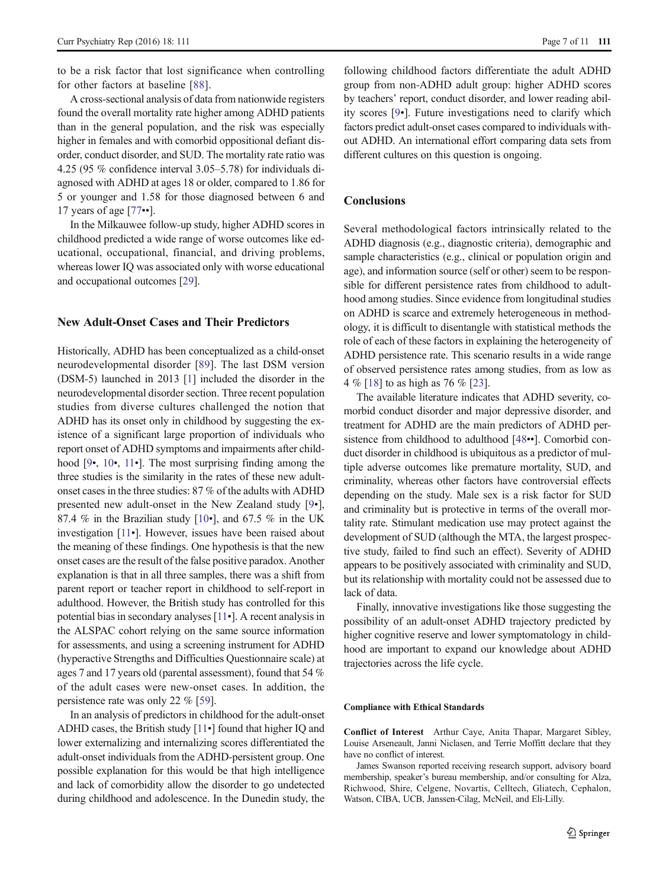to be a risk factor that lost significance when controlling for other factors at baseline [88].

A cross-sectional analysis of data from nationwide registers found the overall mortality rate higher among ADHD patients than in the general population, and the risk was especially higher in females and with comorbid oppositional defiant disorder, conduct disorder, and SUD. The mortality rate ratio was 4.25 (95 % confidence interval 3.05–5.78) for individuals diagnosed with ADHD at ages 18 or older, compared to 1.86 for 5 or younger and 1.58 for those diagnosed between 6 and 17 years of age [77••].

In the Milkauwee follow-up study, higher ADHD scores in childhood predicted a wide range of worse outcomes like educational, occupational, financial, and driving problems, whereas lower IQ was associated only with worse educational and occupational outcomes [29].

## New Adult-Onset Cases and Their Predictors

Historically, ADHD has been conceptualized as a child-onset neurodevelopmental disorder [89]. The last DSM version (DSM-5) launched in 2013 [1] included the disorder in the neurodevelopmental disorder section. Three recent population studies from diverse cultures challenged the notion that ADHD has its onset only in childhood by suggesting the existence of a significant large proportion of individuals who report onset of ADHD symptoms and impairments after childhood [9•, 10•, 11•]. The most surprising finding among the three studies is the similarity in the rates of these new adult-onset cases in the three studies: 87 % of the adults with ADHD presented new adult-onset in the New Zealand study [9•], 87.4 % in the Brazilian study [10•], and 67.5 % in the UK investigation [11•]. However, issues have been raised about the meaning of these findings. One hypothesis is that the new onset cases are the result of the false positive paradox. Another explanation is that in all three samples, there was a shift from parent report or teacher report in childhood to self-report in adulthood. However, the British study has controlled for this potential bias in secondary analyses [11•]. A recent analysis in the ALSPAC cohort relying on the same source information for assessments, and using a screening instrument for ADHD (hyperactive Strengths and Difficulties Questionnaire scale) at ages 7 and 17 years old (parental assessment), found that 54 % of the adult cases were new-onset cases. In addition, the persistence rate was only 22 % [59].

In an analysis of predictors in childhood for the adult-onset ADHD cases, the British study [11•] found that higher IQ and lower externalizing and internalizing scores differentiated the adult-onset individuals from the ADHD-persistent group. One possible explanation for this would be that high intelligence and lack of comorbidity allow the disorder to go undetected during childhood and adolescence. In the Dunedin study, the following childhood factors differentiate the adult ADHD group from non-ADHD adult group: higher ADHD scores by teachers' report, conduct disorder, and lower reading ability scores [9•]. Future investigations need to clarify which factors predict adult-onset cases compared to individuals without ADHD. An international effort comparing data sets from different cultures on this question is ongoing.

## Conclusions

Several methodological factors intrinsically related to the ADHD diagnosis (e.g., diagnostic criteria), demographic and sample characteristics (e.g., clinical or population origin and age), and information source (self or other) seem to be responsible for different persistence rates from childhood to adulthood among studies. Since evidence from longitudinal studies on ADHD is scarce and extremely heterogeneous in methodology, it is difficult to disentangle with statistical methods the role of each of these factors in explaining the heterogeneity of ADHD persistence rate. This scenario results in a wide range of observed persistence rates among studies, from as low as 4 % [18] to as high as 76 % [23].

The available literature indicates that ADHD severity, comorbid conduct disorder and major depressive disorder, and treatment for ADHD are the main predictors of ADHD persistence from childhood to adulthood [48••]. Comorbid conduct disorder in childhood is ubiquitous as a predictor of multiple adverse outcomes like premature mortality, SUD, and criminality, whereas other factors have controversial effects depending on the study. Male sex is a risk factor for SUD and criminality but is protective in terms of the overall mortality rate. Stimulant medication use may protect against the development of SUD (although the MTA, the largest prospective study, failed to find such an effect). Severity of ADHD appears to be positively associated with criminality and SUD, but its relationship with mortality could not be assessed due to lack of data.

Finally, innovative investigations like those suggesting the possibility of an adult-onset ADHD trajectory predicted by higher cognitive reserve and lower symptomatology in childhood are important to expand our knowledge about ADHD trajectories across the life cycle.

#### Compliance with Ethical Standards

**Conflict of Interest** Arthur Caye, Anita Thapar, Margaret Sibley, Louise Arseneault, Janni Niclasen, and Terrie Moffitt declare that they have no conflict of interest.

James Swanson reported receiving research support, advisory board membership, speaker's bureau membership, and/or consulting for Alza, Richwood, Shire, Celgene, Novartis, Celltech, Gliatech, Cephalon, Watson, CIBA, UCB, Janssen-Cilag, McNeil, and Eli-Lilly.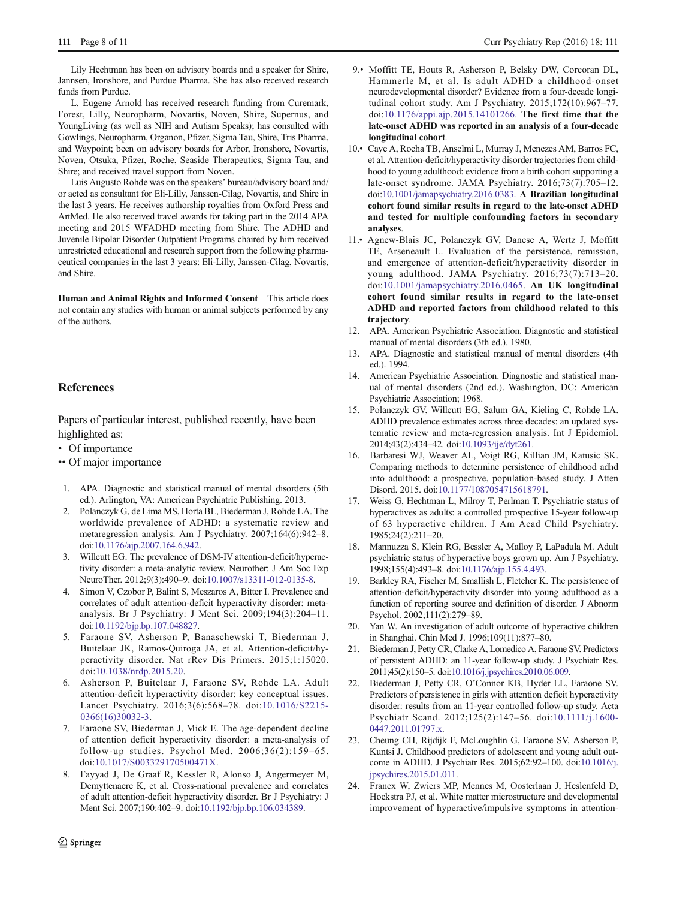Lily Hechtman has been on advisory boards and a speaker for Shire, Jannsen, Ironshore, and Purdue Pharma. She has also received research funds from Purdue.

L. Eugene Arnold has received research funding from Curemark, Forest, Lilly, Neuropharm, Novartis, Noven, Shire, Supernus, and YoungLiving (as well as NIH and Autism Speaks); has consulted with Gowlings, Neuropharm, Organon, Pfizer, Sigma Tau, Shire, Tris Pharma, and Waypoint; been on advisory boards for Arbor, Ironshore, Novartis, Noven, Otsuka, Pfizer, Roche, Seaside Therapeutics, Sigma Tau, and Shire; and received travel support from Noven.

Luis Augusto Rohde was on the speakers' bureau/advisory board and/or acted as consultant for Eli-Lilly, Janssen-Cilag, Novartis, and Shire in the last 3 years. He receives authorship royalties from Oxford Press and ArtMed. He also received travel awards for taking part in the 2014 APA meeting and 2015 WFADHD meeting from Shire. The ADHD and Juvenile Bipolar Disorder Outpatient Programs chaired by him received unrestricted educational and research support from the following pharmaceutical companies in the last 3 years: Eli-Lilly, Janssen-Cilag, Novartis, and Shire.

**Human and Animal Rights and Informed Consent** This article does not contain any studies with human or animal subjects performed by any of the authors.

## References

Papers of particular interest, published recently, have been highlighted as:
- • Of importance
- •• Of major importance

1. APA. Diagnostic and statistical manual of mental disorders (5th ed.). Arlington, VA: American Psychiatric Publishing. 2013.
2. Polanczyk G, de Lima MS, Horta BL, Biederman J, Rohde LA. The worldwide prevalence of ADHD: a systematic review and metaregression analysis. Am J Psychiatry. 2007;164(6):942–8. doi:10.1176/ajp.2007.164.6.942.
3. Willcutt EG. The prevalence of DSM-IV attention-deficit/hyperactivity disorder: a meta-analytic review. Neurother: J Am Soc Exp NeuroTher. 2012;9(3):490–9. doi:10.1007/s13311-012-0135-8.
4. Simon V, Czobor P, Balint S, Meszaros A, Bitter I. Prevalence and correlates of adult attention-deficit hyperactivity disorder: meta-analysis. Br J Psychiatry: J Ment Sci. 2009;194(3):204–11. doi:10.1192/bjp.bp.107.048827.
5. Faraone SV, Asherson P, Banaschewski T, Biederman J, Buitelaar JK, Ramos-Quiroga JA, et al. Attention-deficit/hyperactivity disorder. Nat rRev Dis Primers. 2015;1:15020. doi:10.1038/nrdp.2015.20.
6. Asherson P, Buitelaar J, Faraone SV, Rohde LA. Adult attention-deficit hyperactivity disorder: key conceptual issues. Lancet Psychiatry. 2016;3(6):568–78. doi:10.1016/S2215-0366(16)30032-3.
7. Faraone SV, Biederman J, Mick E. The age-dependent decline of attention deficit hyperactivity disorder: a meta-analysis of follow-up studies. Psychol Med. 2006;36(2):159–65. doi:10.1017/S003329170500471X.
8. Fayyad J, De Graaf R, Kessler R, Alonso J, Angermeyer M, Demyttenaere K, et al. Cross-national prevalence and correlates of adult attention-deficit hyperactivity disorder. Br J Psychiatry: J Ment Sci. 2007;190:402–9. doi:10.1192/bjp.bp.106.034389.
9. • Moffitt TE, Houts R, Asherson P, Belsky DW, Corcoran DL, Hammerle M, et al. Is adult ADHD a childhood-onset neurodevelopmental disorder? Evidence from a four-decade longitudinal cohort study. Am J Psychiatry. 2015;172(10):967–77. doi:10.1176/appi.ajp.2015.14101266. **The first time that the late-onset ADHD was reported in an analysis of a four-decade longitudinal cohort**.
10. • Caye A, Rocha TB, Anselmi L, Murray J, Menezes AM, Barros FC, et al. Attention-deficit/hyperactivity disorder trajectories from childhood to young adulthood: evidence from a birth cohort supporting a late-onset syndrome. JAMA Psychiatry. 2016;73(7):705–12. doi:10.1001/jamapsychiatry.2016.0383. **A Brazilian longitudinal cohort found similar results in regard to the late-onset ADHD and tested for multiple confounding factors in secondary analyses**.
11. • Agnew-Blais JC, Polanczyk GV, Danese A, Wertz J, Moffitt TE, Arseneault L. Evaluation of the persistence, remission, and emergence of attention-deficit/hyperactivity disorder in young adulthood. JAMA Psychiatry. 2016;73(7):713–20. doi:10.1001/jamapsychiatry.2016.0465. **An UK longitudinal cohort found similar results in regard to the late-onset ADHD and reported factors from childhood related to this trajectory**.
12. APA. American Psychiatric Association. Diagnostic and statistical manual of mental disorders (3th ed.). 1980.
13. APA. Diagnostic and statistical manual of mental disorders (4th ed.). 1994.
14. American Psychiatric Association. Diagnostic and statistical manual of mental disorders (2nd ed.). Washington, DC: American Psychiatric Association; 1968.
15. Polanczyk GV, Willcutt EG, Salum GA, Kieling C, Rohde LA. ADHD prevalence estimates across three decades: an updated systematic review and meta-regression analysis. Int J Epidemiol. 2014;43(2):434–42. doi:10.1093/ije/dyt261.
16. Barbaresi WJ, Weaver AL, Voigt RG, Killian JM, Katusic SK. Comparing methods to determine persistence of childhood adhd into adulthood: a prospective, population-based study. J Atten Disord. 2015. doi:10.1177/1087054715618791.
17. Weiss G, Hechtman L, Milroy T, Perlman T. Psychiatric status of hyperactives as adults: a controlled prospective 15-year follow-up of 63 hyperactive children. J Am Acad Child Psychiatry. 1985;24(2):211–20.
18. Mannuzza S, Klein RG, Bessler A, Malloy P, LaPadula M. Adult psychiatric status of hyperactive boys grown up. Am J Psychiatry. 1998;155(4):493–8. doi:10.1176/ajp.155.4.493.
19. Barkley RA, Fischer M, Smallish L, Fletcher K. The persistence of attention-deficit/hyperactivity disorder into young adulthood as a function of reporting source and definition of disorder. J Abnorm Psychol. 2002;111(2):279–89.
20. Yan W. An investigation of adult outcome of hyperactive children in Shanghai. Chin Med J. 1996;109(11):877–80.
21. Biederman J, Petty CR, Clarke A, Lomedico A, Faraone SV. Predictors of persistent ADHD: an 11-year follow-up study. J Psychiatr Res. 2011;45(2):150–5. doi:10.1016/j.jpsychires.2010.06.009.
22. Biederman J, Petty CR, O'Connor KB, Hyder LL, Faraone SV. Predictors of persistence in girls with attention deficit hyperactivity disorder: results from an 11-year controlled follow-up study. Acta Psychiatr Scand. 2012;125(2):147–56. doi:10.1111/j.1600-0447.2011.01797.x.
23. Cheung CH, Rijdijk F, McLoughlin G, Faraone SV, Asherson P, Kuntsi J. Childhood predictors of adolescent and young adult outcome in ADHD. J Psychiatr Res. 2015;62:92–100. doi:10.1016/j.jpsychires.2015.01.011.
24. Francx W, Zwiers MP, Mennes M, Oosterlaan J, Heslenfeld D, Hoekstra PJ, et al. White matter microstructure and developmental improvement of hyperactive/impulsive symptoms in attention-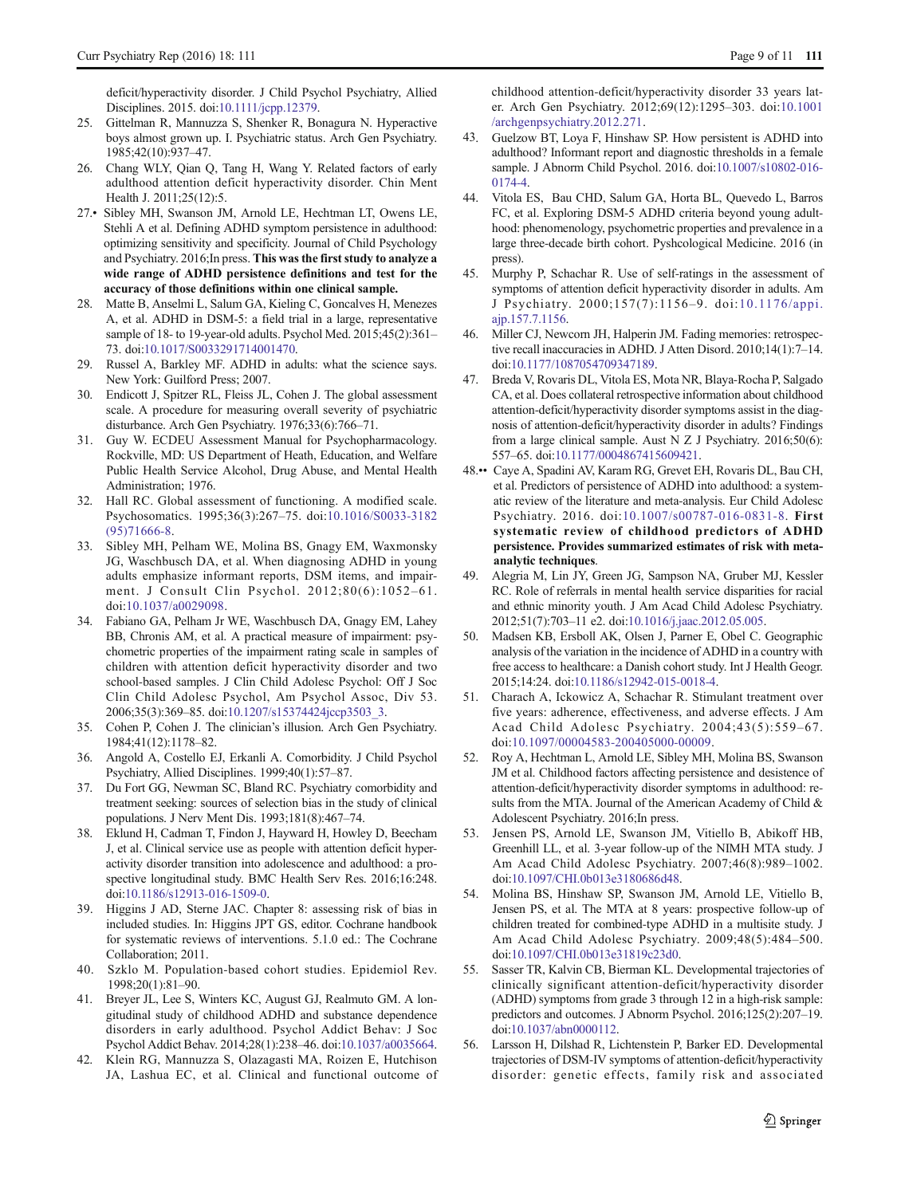deficit/hyperactivity disorder. J Child Psychol Psychiatry, Allied Disciplines. 2015. doi:10.1111/jcpp.12379.

25. Gittelman R, Mannuzza S, Shenker R, Bonagura N. Hyperactive boys almost grown up. I. Psychiatric status. Arch Gen Psychiatry. 1985;42(10):937–47.
26. Chang WLY, Qian Q, Tang H, Wang Y. Related factors of early adulthood attention deficit hyperactivity disorder. Chin Ment Health J. 2011;25(12):5.
27.• Sibley MH, Swanson JM, Arnold LE, Hechtman LT, Owens LE, Stehli A et al. Defining ADHD symptom persistence in adulthood: optimizing sensitivity and specificity. Journal of Child Psychology and Psychiatry. 2016;In press. **This was the first study to analyze a wide range of ADHD persistence definitions and test for the accuracy of those definitions within one clinical sample.**
28. Matte B, Anselmi L, Salum GA, Kieling C, Goncalves H, Menezes A, et al. ADHD in DSM-5: a field trial in a large, representative sample of 18- to 19-year-old adults. Psychol Med. 2015;45(2):361–73. doi:10.1017/S0033291714001470.
29. Russel A, Barkley MF. ADHD in adults: what the science says. New York: Guilford Press; 2007.
30. Endicott J, Spitzer RL, Fleiss JL, Cohen J. The global assessment scale. A procedure for measuring overall severity of psychiatric disturbance. Arch Gen Psychiatry. 1976;33(6):766–71.
31. Guy W. ECDEU Assessment Manual for Psychopharmacology. Rockville, MD: US Department of Heath, Education, and Welfare Public Health Service Alcohol, Drug Abuse, and Mental Health Administration; 1976.
32. Hall RC. Global assessment of functioning. A modified scale. Psychosomatics. 1995;36(3):267–75. doi:10.1016/S0033-3182(95)71666-8.
33. Sibley MH, Pelham WE, Molina BS, Gnagy EM, Waxmonsky JG, Waschbusch DA, et al. When diagnosing ADHD in young adults emphasize informant reports, DSM items, and impairment. J Consult Clin Psychol. 2012;80(6):1052–61. doi:10.1037/a0029098.
34. Fabiano GA, Pelham Jr WE, Waschbusch DA, Gnagy EM, Lahey BB, Chronis AM, et al. A practical measure of impairment: psychometric properties of the impairment rating scale in samples of children with attention deficit hyperactivity disorder and two school-based samples. J Clin Child Adolesc Psychol: Off J Soc Clin Child Adolesc Psychol, Am Psychol Assoc, Div 53. 2006;35(3):369–85. doi:10.1207/s15374424jccp3503_3.
35. Cohen P, Cohen J. The clinician's illusion. Arch Gen Psychiatry. 1984;41(12):1178–82.
36. Angold A, Costello EJ, Erkanli A. Comorbidity. J Child Psychol Psychiatry, Allied Disciplines. 1999;40(1):57–87.
37. Du Fort GG, Newman SC, Bland RC. Psychiatry comorbidity and treatment seeking: sources of selection bias in the study of clinical populations. J Nerv Ment Dis. 1993;181(8):467–74.
38. Eklund H, Cadman T, Findon J, Hayward H, Howley D, Beecham J, et al. Clinical service use as people with attention deficit hyperactivity disorder transition into adolescence and adulthood: a prospective longitudinal study. BMC Health Serv Res. 2016;16:248. doi:10.1186/s12913-016-1509-0.
39. Higgins J AD, Sterne JAC. Chapter 8: assessing risk of bias in included studies. In: Higgins JPT GS, editor. Cochrane handbook for systematic reviews of interventions. 5.1.0 ed.: The Cochrane Collaboration; 2011.
40. Szklo M. Population-based cohort studies. Epidemiol Rev. 1998;20(1):81–90.
41. Breyer JL, Lee S, Winters KC, August GJ, Realmuto GM. A longitudinal study of childhood ADHD and substance dependence disorders in early adulthood. Psychol Addict Behav: J Soc Psychol Addict Behav. 2014;28(1):238–46. doi:10.1037/a0035664.
42. Klein RG, Mannuzza S, Olazagasti MA, Roizen E, Hutchison JA, Lashua EC, et al. Clinical and functional outcome of childhood attention-deficit/hyperactivity disorder 33 years later. Arch Gen Psychiatry. 2012;69(12):1295–303. doi:10.1001/archgenpsychiatry.2012.271.
43. Guelzow BT, Loya F, Hinshaw SP. How persistent is ADHD into adulthood? Informant report and diagnostic thresholds in a female sample. J Abnorm Child Psychol. 2016. doi:10.1007/s10802-016-0174-4.
44. Vitola ES, Bau CHD, Salum GA, Horta BL, Quevedo L, Barros FC, et al. Exploring DSM-5 ADHD criteria beyond young adulthood: phenomenology, psychometric properties and prevalence in a large three-decade birth cohort. Pyshcological Medicine. 2016 (in press).
45. Murphy P, Schachar R. Use of self-ratings in the assessment of symptoms of attention deficit hyperactivity disorder in adults. Am J Psychiatry. 2000;157(7):1156–9. doi:10.1176/appi.ajp.157.7.1156.
46. Miller CJ, Newcorn JH, Halperin JM. Fading memories: retrospective recall inaccuracies in ADHD. J Atten Disord. 2010;14(1):7–14. doi:10.1177/1087054709347189.
47. Breda V, Rovaris DL, Vitola ES, Mota NR, Blaya-Rocha P, Salgado CA, et al. Does collateral retrospective information about childhood attention-deficit/hyperactivity disorder symptoms assist in the diagnosis of attention-deficit/hyperactivity disorder in adults? Findings from a large clinical sample. Aust N Z J Psychiatry. 2016;50(6):557–65. doi:10.1177/0004867415609421.
48.•• Caye A, Spadini AV, Karam RG, Grevet EH, Rovaris DL, Bau CH, et al. Predictors of persistence of ADHD into adulthood: a systematic review of the literature and meta-analysis. Eur Child Adolesc Psychiatry. 2016. doi:10.1007/s00787-016-0831-8. **First systematic review of childhood predictors of ADHD persistence. Provides summarized estimates of risk with meta-analytic techniques**.
49. Alegria M, Lin JY, Green JG, Sampson NA, Gruber MJ, Kessler RC. Role of referrals in mental health service disparities for racial and ethnic minority youth. J Am Acad Child Adolesc Psychiatry. 2012;51(7):703–11 e2. doi:10.1016/j.jaac.2012.05.005.
50. Madsen KB, Ersboll AK, Olsen J, Parner E, Obel C. Geographic analysis of the variation in the incidence of ADHD in a country with free access to healthcare: a Danish cohort study. Int J Health Geogr. 2015;14:24. doi:10.1186/s12942-015-0018-4.
51. Charach A, Ickowicz A, Schachar R. Stimulant treatment over five years: adherence, effectiveness, and adverse effects. J Am Acad Child Adolesc Psychiatry. 2004;43(5):559–67. doi:10.1097/00004583-200405000-00009.
52. Roy A, Hechtman L, Arnold LE, Sibley MH, Molina BS, Swanson JM et al. Childhood factors affecting persistence and desistence of attention-deficit/hyperactivity disorder symptoms in adulthood: results from the MTA. Journal of the American Academy of Child & Adolescent Psychiatry. 2016;In press.
53. Jensen PS, Arnold LE, Swanson JM, Vitiello B, Abikoff HB, Greenhill LL, et al. 3-year follow-up of the NIMH MTA study. J Am Acad Child Adolesc Psychiatry. 2007;46(8):989–1002. doi:10.1097/CHI.0b013e3180686d48.
54. Molina BS, Hinshaw SP, Swanson JM, Arnold LE, Vitiello B, Jensen PS, et al. The MTA at 8 years: prospective follow-up of children treated for combined-type ADHD in a multisite study. J Am Acad Child Adolesc Psychiatry. 2009;48(5):484–500. doi:10.1097/CHI.0b013e31819c23d0.
55. Sasser TR, Kalvin CB, Bierman KL. Developmental trajectories of clinically significant attention-deficit/hyperactivity disorder (ADHD) symptoms from grade 3 through 12 in a high-risk sample: predictors and outcomes. J Abnorm Psychol. 2016;125(2):207–19. doi:10.1037/abn0000112.
56. Larsson H, Dilshad R, Lichtenstein P, Barker ED. Developmental trajectories of DSM-IV symptoms of attention-deficit/hyperactivity disorder: genetic effects, family risk and associated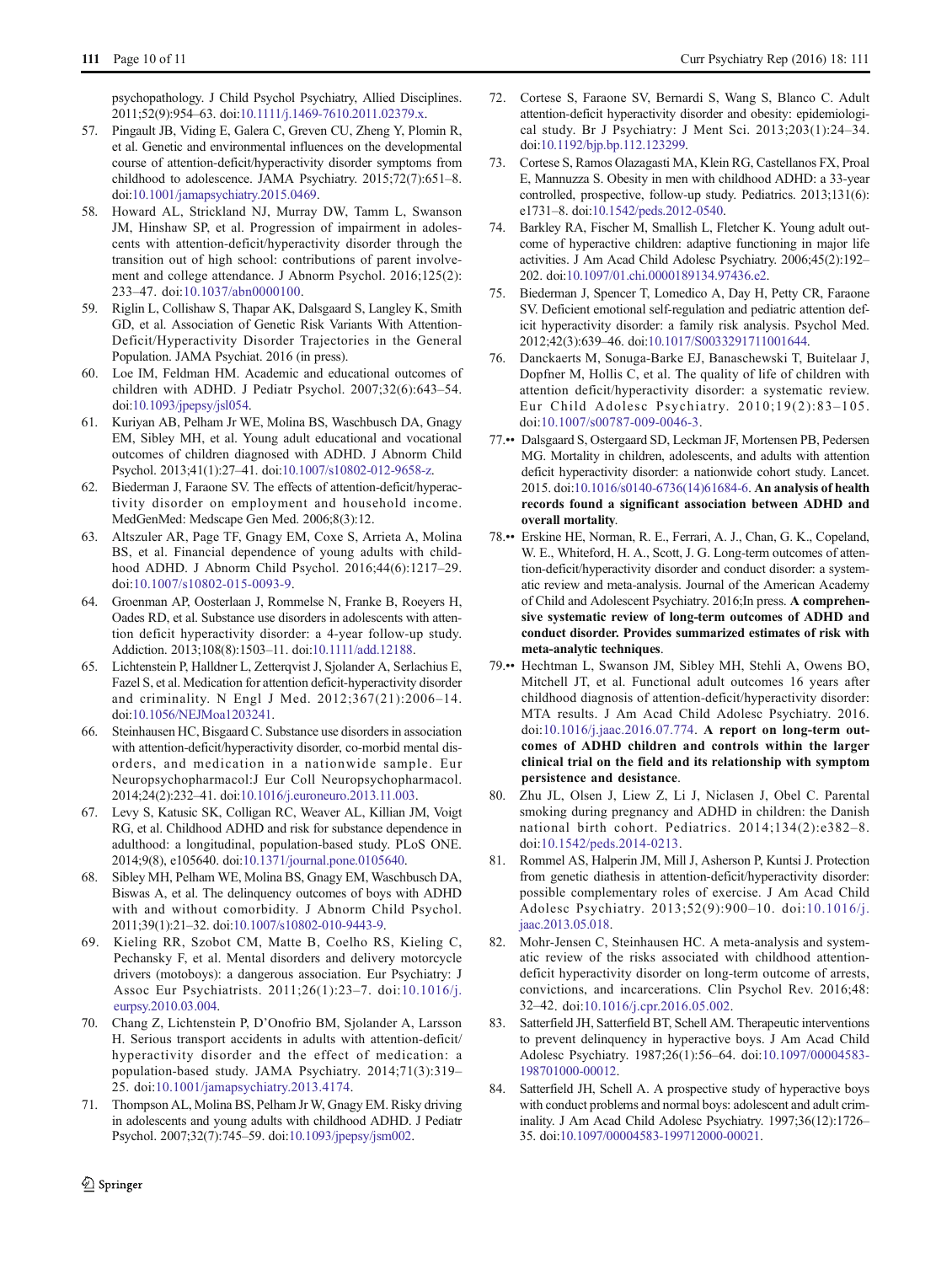psychopathology. J Child Psychol Psychiatry, Allied Disciplines. 2011;52(9):954–63. doi:10.1111/j.1469-7610.2011.02379.x.

57. Pingault JB, Viding E, Galera C, Greven CU, Zheng Y, Plomin R, et al. Genetic and environmental influences on the developmental course of attention-deficit/hyperactivity disorder symptoms from childhood to adolescence. JAMA Psychiatry. 2015;72(7):651–8. doi:10.1001/jamapsychiatry.2015.0469.
58. Howard AL, Strickland NJ, Murray DW, Tamm L, Swanson JM, Hinshaw SP, et al. Progression of impairment in adolescents with attention-deficit/hyperactivity disorder through the transition out of high school: contributions of parent involvement and college attendance. J Abnorm Psychol. 2016;125(2): 233–47. doi:10.1037/abn0000100.
59. Riglin L, Collishaw S, Thapar AK, Dalsgaard S, Langley K, Smith GD, et al. Association of Genetic Risk Variants With Attention-Deficit/Hyperactivity Disorder Trajectories in the General Population. JAMA Psychiat. 2016 (in press).
60. Loe IM, Feldman HM. Academic and educational outcomes of children with ADHD. J Pediatr Psychol. 2007;32(6):643–54. doi:10.1093/jpepsy/jsl054.
61. Kuriyan AB, Pelham Jr WE, Molina BS, Waschbusch DA, Gnagy EM, Sibley MH, et al. Young adult educational and vocational outcomes of children diagnosed with ADHD. J Abnorm Child Psychol. 2013;41(1):27–41. doi:10.1007/s10802-012-9658-z.
62. Biederman J, Faraone SV. The effects of attention-deficit/hyperactivity disorder on employment and household income. MedGenMed: Medscape Gen Med. 2006;8(3):12.
63. Altszuler AR, Page TF, Gnagy EM, Coxe S, Arrieta A, Molina BS, et al. Financial dependence of young adults with childhood ADHD. J Abnorm Child Psychol. 2016;44(6):1217–29. doi:10.1007/s10802-015-0093-9.
64. Groenman AP, Oosterlaan J, Rommelse N, Franke B, Roeyers H, Oades RD, et al. Substance use disorders in adolescents with attention deficit hyperactivity disorder: a 4-year follow-up study. Addiction. 2013;108(8):1503–11. doi:10.1111/add.12188.
65. Lichtenstein P, Halldner L, Zetterqvist J, Sjolander A, Serlachius E, Fazel S, et al. Medication for attention deficit-hyperactivity disorder and criminality. N Engl J Med. 2012;367(21):2006–14. doi:10.1056/NEJMoa1203241.
66. Steinhausen HC, Bisgaard C. Substance use disorders in association with attention-deficit/hyperactivity disorder, co-morbid mental disorders, and medication in a nationwide sample. Eur Neuropsychopharmacol:J Eur Coll Neuropsychopharmacol. 2014;24(2):232–41. doi:10.1016/j.euroneuro.2013.11.003.
67. Levy S, Katusic SK, Colligan RC, Weaver AL, Killian JM, Voigt RG, et al. Childhood ADHD and risk for substance dependence in adulthood: a longitudinal, population-based study. PLoS ONE. 2014;9(8), e105640. doi:10.1371/journal.pone.0105640.
68. Sibley MH, Pelham WE, Molina BS, Gnagy EM, Waschbusch DA, Biswas A, et al. The delinquency outcomes of boys with ADHD with and without comorbidity. J Abnorm Child Psychol. 2011;39(1):21–32. doi:10.1007/s10802-010-9443-9.
69. Kieling RR, Szobot CM, Matte B, Coelho RS, Kieling C, Pechansky F, et al. Mental disorders and delivery motorcycle drivers (motoboys): a dangerous association. Eur Psychiatry: J Assoc Eur Psychiatrists. 2011;26(1):23–7. doi:10.1016/j.eurpsy.2010.03.004.
70. Chang Z, Lichtenstein P, D'Onofrio BM, Sjolander A, Larsson H. Serious transport accidents in adults with attention-deficit/hyperactivity disorder and the effect of medication: a population-based study. JAMA Psychiatry. 2014;71(3):319–25. doi:10.1001/jamapsychiatry.2013.4174.
71. Thompson AL, Molina BS, Pelham Jr W, Gnagy EM. Risky driving in adolescents and young adults with childhood ADHD. J Pediatr Psychol. 2007;32(7):745–59. doi:10.1093/jpepsy/jsm002.
72. Cortese S, Faraone SV, Bernardi S, Wang S, Blanco C. Adult attention-deficit hyperactivity disorder and obesity: epidemiological study. Br J Psychiatry: J Ment Sci. 2013;203(1):24–34. doi:10.1192/bjp.bp.112.123299.
73. Cortese S, Ramos Olazagasti MA, Klein RG, Castellanos FX, Proal E, Mannuzza S. Obesity in men with childhood ADHD: a 33-year controlled, prospective, follow-up study. Pediatrics. 2013;131(6): e1731–8. doi:10.1542/peds.2012-0540.
74. Barkley RA, Fischer M, Smallish L, Fletcher K. Young adult outcome of hyperactive children: adaptive functioning in major life activities. J Am Acad Child Adolesc Psychiatry. 2006;45(2):192–202. doi:10.1097/01.chi.0000189134.97436.e2.
75. Biederman J, Spencer T, Lomedico A, Day H, Petty CR, Faraone SV. Deficient emotional self-regulation and pediatric attention deficit hyperactivity disorder: a family risk analysis. Psychol Med. 2012;42(3):639–46. doi:10.1017/S0033291711001644.
76. Danckaerts M, Sonuga-Barke EJ, Banaschewski T, Buitelaar J, Dopfner M, Hollis C, et al. The quality of life of children with attention deficit/hyperactivity disorder: a systematic review. Eur Child Adolesc Psychiatry. 2010;19(2):83–105. doi:10.1007/s00787-009-0046-3.
77.•• Dalsgaard S, Ostergaard SD, Leckman JF, Mortensen PB, Pedersen MG. Mortality in children, adolescents, and adults with attention deficit hyperactivity disorder: a nationwide cohort study. Lancet. 2015. doi:10.1016/s0140-6736(14)61684-6. **An analysis of health records found a significant association between ADHD and overall mortality**.
78.•• Erskine HE, Norman, R. E., Ferrari, A. J., Chan, G. K., Copeland, W. E., Whiteford, H. A., Scott, J. G. Long-term outcomes of attention-deficit/hyperactivity disorder and conduct disorder: a systematic review and meta-analysis. Journal of the American Academy of Child and Adolescent Psychiatry. 2016;In press. **A comprehensive systematic review of long-term outcomes of ADHD and conduct disorder. Provides summarized estimates of risk with meta-analytic techniques**.
79.•• Hechtman L, Swanson JM, Sibley MH, Stehli A, Owens BO, Mitchell JT, et al. Functional adult outcomes 16 years after childhood diagnosis of attention-deficit/hyperactivity disorder: MTA results. J Am Acad Child Adolesc Psychiatry. 2016. doi:10.1016/j.jaac.2016.07.774. **A report on long-term outcomes of ADHD children and controls within the larger clinical trial on the field and its relationship with symptom persistence and desistance**.
80. Zhu JL, Olsen J, Liew Z, Li J, Niclasen J, Obel C. Parental smoking during pregnancy and ADHD in children: the Danish national birth cohort. Pediatrics. 2014;134(2):e382–8. doi:10.1542/peds.2014-0213.
81. Rommel AS, Halperin JM, Mill J, Asherson P, Kuntsi J. Protection from genetic diathesis in attention-deficit/hyperactivity disorder: possible complementary roles of exercise. J Am Acad Child Adolesc Psychiatry. 2013;52(9):900–10. doi:10.1016/j.jaac.2013.05.018.
82. Mohr-Jensen C, Steinhausen HC. A meta-analysis and systematic review of the risks associated with childhood attention-deficit hyperactivity disorder on long-term outcome of arrests, convictions, and incarcerations. Clin Psychol Rev. 2016;48: 32–42. doi:10.1016/j.cpr.2016.05.002.
83. Satterfield JH, Satterfield BT, Schell AM. Therapeutic interventions to prevent delinquency in hyperactive boys. J Am Acad Child Adolesc Psychiatry. 1987;26(1):56–64. doi:10.1097/00004583-198701000-00012.
84. Satterfield JH, Schell A. A prospective study of hyperactive boys with conduct problems and normal boys: adolescent and adult criminality. J Am Acad Child Adolesc Psychiatry. 1997;36(12):1726–35. doi:10.1097/00004583-199712000-00021.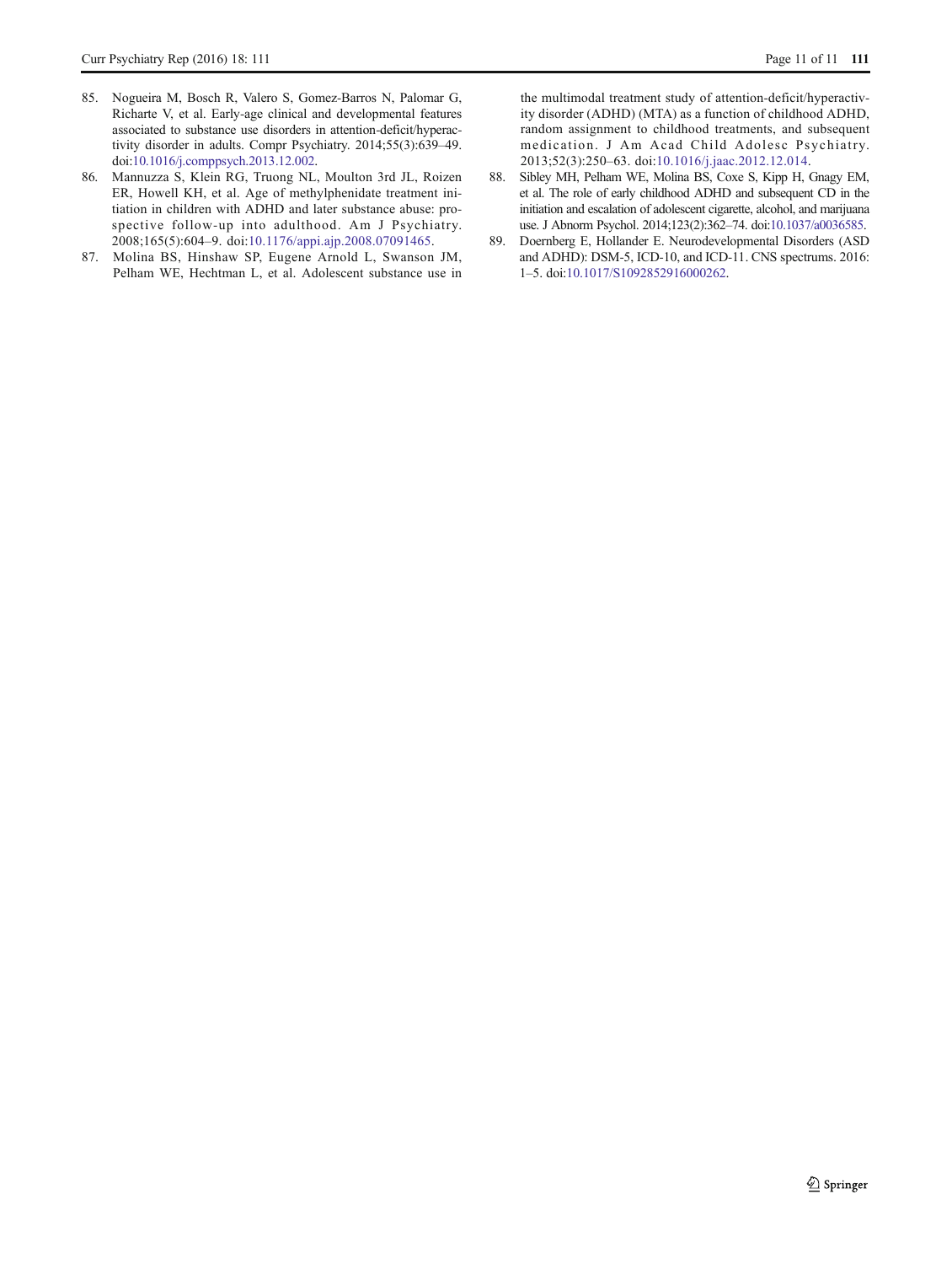85. Nogueira M, Bosch R, Valero S, Gomez-Barros N, Palomar G, Richarte V, et al. Early-age clinical and developmental features associated to substance use disorders in attention-deficit/hyperactivity disorder in adults. Compr Psychiatry. 2014;55(3):639–49. doi:10.1016/j.comppsych.2013.12.002.
86. Mannuzza S, Klein RG, Truong NL, Moulton 3rd JL, Roizen ER, Howell KH, et al. Age of methylphenidate treatment initiation in children with ADHD and later substance abuse: prospective follow-up into adulthood. Am J Psychiatry. 2008;165(5):604–9. doi:10.1176/appi.ajp.2008.07091465.
87. Molina BS, Hinshaw SP, Eugene Arnold L, Swanson JM, Pelham WE, Hechtman L, et al. Adolescent substance use in the multimodal treatment study of attention-deficit/hyperactivity disorder (ADHD) (MTA) as a function of childhood ADHD, random assignment to childhood treatments, and subsequent medication. J Am Acad Child Adolesc Psychiatry. 2013;52(3):250–63. doi:10.1016/j.jaac.2012.12.014.
88. Sibley MH, Pelham WE, Molina BS, Coxe S, Kipp H, Gnagy EM, et al. The role of early childhood ADHD and subsequent CD in the initiation and escalation of adolescent cigarette, alcohol, and marijuana use. J Abnorm Psychol. 2014;123(2):362–74. doi:10.1037/a0036585.
89. Doernberg E, Hollander E. Neurodevelopmental Disorders (ASD and ADHD): DSM-5, ICD-10, and ICD-11. CNS spectrums. 2016: 1–5. doi:10.1017/S1092852916000262.